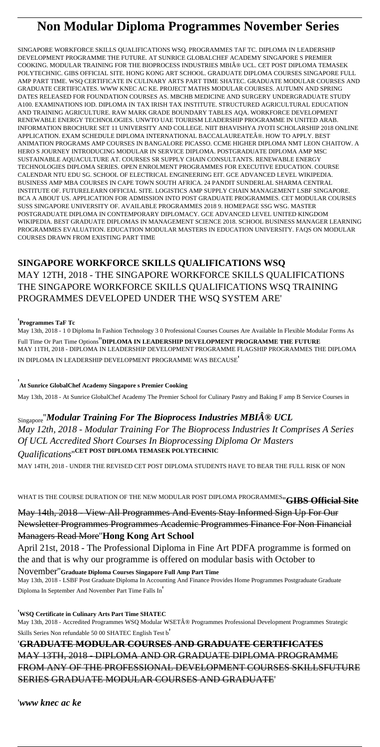# Non Modular Diploma Programmes November Series

SINGAPORE WORKFORCE SKILLS QUALIFICATIONS WSQ. PROGRAMMES TAF TC. DIPLOMA IN LEADERSHIP DEVELOPMENT PROGRAMME THE FUTURE. AT SUNRICE GLOBALCHEF ACADEMY SINGAPORE S PREMIER COOKING. MODULAR TRAINING FOR THE BIOPROCESS INDUSTRIES MBI® UCL. CET POST DIPLOMA TEMASEK POLYTECHNIC. GIBS OFFICIAL SITE. HONG KONG ART SCHOOL. GRADUATE DIPLOMA COURSES SINGAPORE FULL AMP PART TIME. WSQ CERTIFICATE IN CULINARY ARTS PART TIME SHATEC. GRADUATE MODULAR COURSES AND GRADUATE CERTIFICATES. WWW KNEC AC KE. PROJECT MATHS MODULAR COURSES. AUTUMN AND SPRING DATES RELEASED FOR FOUNDATION COURSES AS. MBCHB MEDICINE AND SURGERY UNDERGRADUATE STUDY A100. EXAMINATIONS IOD. DIPLOMA IN TAX IRISH TAX INSTITUTE. STRUCTURED AGRICULTURAL EDUCATION AND TRAINING AGRICULTURE. RAW MARK GRADE BOUNDARY TABLES AQA. WORKFORCE DEVELOPMENT RENEWABLE ENERGY TECHNOLOGIES. UNWTO UAE TOURISM LEADERSHIP PROGRAMME IN UNITED ARAB. INFORMATION BROCHURE SET 11 UNIVERSITY AND COLLEGE. NIIT BHAVISHYA JYOTI SCHOLARSHIP 2018 ONLINE APPLICATION. EXAM SCHEDULE DIPLOMA INTERNATIONAL BACCALAUREATE®. HOW TO APPLY. BEST ANIMATION PROGRAMS AMP COURSES IN BANGALORE PICASSO. CCME HIGHER DIPLOMA NMT LEON CHAITOW. A HERO S JOURNEY INTRODUCING MODULAR IN SERVICE DIPLOMA. POSTGRADUATE DIPLOMA AMP MSC SUSTAINABLE AQUACULTURE AT. COURSES SR SUPPLY CHAIN CONSULTANTS. RENEWABLE ENERGY TECHNOLOGIES DIPLOMA SERIES. OPEN ENROLMENT PROGRAMMES FOR EXECUTIVE EDUCATION. COURSE CALENDAR NTU EDU SG. SCHOOL OF ELECTRICAL ENGINEERING EIT. GCE ADVANCED LEVEL WIKIPEDIA. BUSINESS AMP MBA COURSES IN CAPE TOWN SOUTH AFRICA. 24 PANDIT SUNDERLAL SHARMA CENTRAL INSTITUTE OF. FUTURELEARN OFFICIAL SITE. LOGISTICS AMP SUPPLY CHAIN MANAGEMENT LSBF SINGAPORE. BCA A ABOUT US. APPLICATION FOR ADMISSION INTO POST GRADUATE PROGRAMMES. CET MODULAR COURSES SUSS SINGAPORE UNIVERSITY OF. AVAILABLE PROGRAMMES 2018 9. HOMEPAGE SSG WSG. MASTER POSTGRADUATE DIPLOMA IN CONTEMPORARY DIPLOMACY. GCE ADVANCED LEVEL UNITED KINGDOM WIKIPEDIA. BEST GRADUATE DIPLOMAS IN MANAGEMENT SCIENCE 2018. SCHOOL BUSINESS MANAGER LEARNING PROGRAMMES EVALUATION. EDUCATION MODULAR MASTERS IN EDUCATION UNIVERSITY. FAQS ON MODULAR COURSES DRAWN FROM EXISTING PART TIME

## SINGAPORE WORKFORCE SKILLS QUALIFICATIONS WSQ

MAY 12TH, 2018 - THE SINGAPORE WORKFORCE SKILLS QUALIFICATIONS THE SINGAPORE WORKFORCE SKILLS QUALIFICATIONS WSQ TRAINING PROGRAMMES DEVELOPED UNDER THE WSQ SYSTEM ARE'

'**Programmes TaF Tc**

May 13th, 2018 - 1 0 Diploma In Fashion Technology 3 0 Professional Courses Courses Are Available In Flexible Modular Forms As Full Time Or Part Time Options''**DIPLOMA IN LEADERSHIP DEVELOPMENT PROGRAMME THE FUTURE**

MAY 11TH, 2018 - DIPLOMA IN LEADERSHIP DEVELOPMENT PROGRAMME FLAGSHIP PROGRAMMES THE DIPLOMA IN DIPLOMA IN LEADERSHIP DEVELOPMENT PROGRAMME WAS BECAUSE'

'**At Sunrice GlobalChef Academy Singapore s Premier Cooking**

May 13th, 2018 - At Sunrice GlobalChef Academy The Premier School for Culinary Pastry and Baking F amp B Service Courses in Singapore''***Modular Training For The Bioprocess Industries MBI® UCL***

*May 12th, 2018 - Modular Training For The Bioprocess Industries It Comprises A Series Of UCL Accredited Short Courses In Bioprocessing Diploma Or Masters Qualifications*''**CET POST DIPLOMA TEMASEK POLYTECHNIC**

MAY 14TH, 2018 - UNDER THE REVISED CET POST DIPLOMA STUDENTS HAVE TO BEAR THE FULL RISK OF NON WHAT IS THE COURSE DURATION OF THE NEW MODULAR POST DIPLOMA PROGRAMMES''**GIBS Official Site**

May 14th, 2018 - View All Programmes And Events Stay Informed Sign Up For Our Newsletter Programmes Programmes Academic Programmes Finance For Non Financial Managers Read More''**Hong Kong Art School**

April 21st, 2018 - The Professional Diploma in Fine Art PDFA programme is formed on the and that is why our programme is offered on modular basis with October to November''**Graduate Diploma Courses Singapore Full Amp Part Time**

May 13th, 2018 - LSBF Post Graduate Diploma In Accounting And Finance Provides Home Programmes Postgraduate Graduate Diploma In September And November Part Time Falls In'

'**WSQ Certificate in Culinary Arts Part Time SHATEC**

May 13th, 2018 - Accredited Programmes WSQ Modular WSET® Programmes Professional Development Programmes Strategic Skills Series Non refundable 50 00 SHATEC English Test b'

'**GRADUATE MODULAR COURSES AND GRADUATE CERTIFICATES**

MAY 13TH, 2018 - DIPLOMA AND OR GRADUATE DIPLOMA PROGRAMME FROM ANY OF THE PROFESSIONAL DEVELOPMENT COURSES SKILLSFUTURE SERIES GRADUATE MODULAR COURSES AND GRADUATE'

'***www knec ac ke***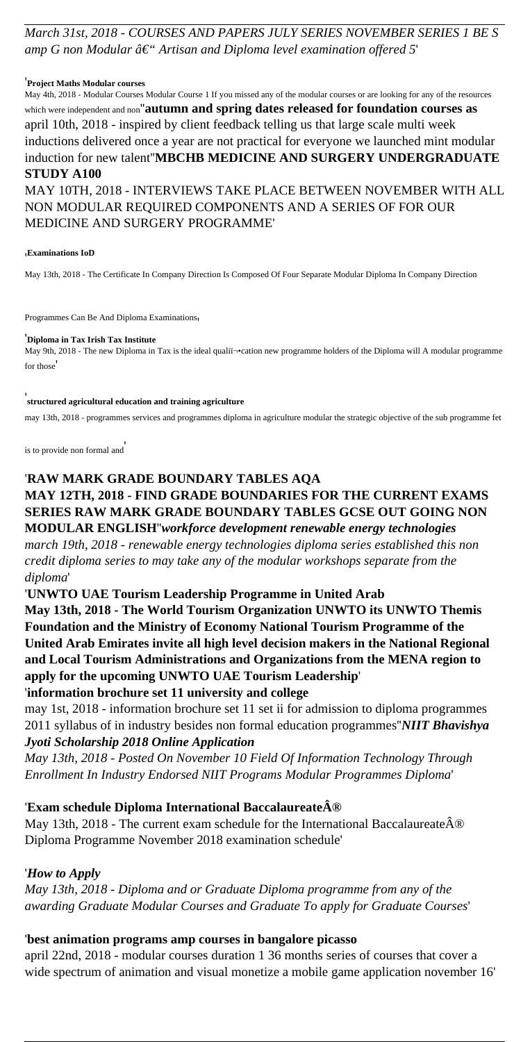*March 31st, 2018 - COURSES AND PAPERS JULY SERIES NOVEMBER SERIES 1 BE S amp G non Modular â€" Artisan and Diploma level examination offered 5*'

'**Project Maths Modular courses**

May 4th, 2018 - Modular Courses Modular Course 1 If you missed any of the modular courses or are looking for any of the resources which were independent and non''**autumn and spring dates released for foundation courses as**

april 10th, 2018 - inspired by client feedback telling us that large scale multi week inductions delivered once a year are not practical for everyone we launched mint modular induction for new talent''**MBCHB MEDICINE AND SURGERY UNDERGRADUATE STUDY A100**

MAY 10TH, 2018 - INTERVIEWS TAKE PLACE BETWEEN NOVEMBER WITH ALL NON MODULAR REQUIRED COMPONENTS AND A SERIES OF FOR OUR MEDICINE AND SURGERY PROGRAMME'

'**Examinations IoD**

May 13th, 2018 - The Certificate In Company Direction Is Composed Of Four Separate Modular Diploma In Company Direction Programmes Can Be And Diploma Examinations'

'**Diploma in Tax Irish Tax Institute**

May 9th, 2018 - The new Diploma in Tax is the ideal qualiï¬•cation new programme holders of the Diploma will A modular programme for those'

'**structured agricultural education and training agriculture**

may 13th, 2018 - programmes services and programmes diploma in agriculture modular the strategic objective of the sub programme fet is to provide non formal and'

'**RAW MARK GRADE BOUNDARY TABLES AQA**

**MAY 12TH, 2018 - FIND GRADE BOUNDARIES FOR THE CURRENT EXAMS SERIES RAW MARK GRADE BOUNDARY TABLES GCSE OUT GOING NON MODULAR ENGLISH**''*workforce development renewable energy technologies*

*march 19th, 2018 - renewable energy technologies diploma series established this non credit diploma series to may take any of the modular workshops separate from the diploma*'

'**UNWTO UAE Tourism Leadership Programme in United Arab**

**May 13th, 2018 - The World Tourism Organization UNWTO its UNWTO Themis Foundation and the Ministry of Economy National Tourism Programme of the United Arab Emirates invite all high level decision makers in the National Regional and Local Tourism Administrations and Organizations from the MENA region to apply for the upcoming UNWTO UAE Tourism Leadership**'

'**information brochure set 11 university and college**

may 1st, 2018 - information brochure set 11 set ii for admission to diploma programmes 2011 syllabus of in industry besides non formal education programmes''*NIIT Bhavishya Jyoti Scholarship 2018 Online Application*

*May 13th, 2018 - Posted On November 10 Field Of Information Technology Through Enrollment In Industry Endorsed NIIT Programs Modular Programmes Diploma*'

'**Exam schedule Diploma International BaccalaureateÂ®**

May 13th, 2018 - The current exam schedule for the International BaccalaureateÂ® Diploma Programme November 2018 examination schedule'

'*How to Apply*

*May 13th, 2018 - Diploma and or Graduate Diploma programme from any of the awarding Graduate Modular Courses and Graduate To apply for Graduate Courses*'

'**best animation programs amp courses in bangalore picasso**

april 22nd, 2018 - modular courses duration 1 36 months series of courses that cover a wide spectrum of animation and visual monetize a mobile game application november 16'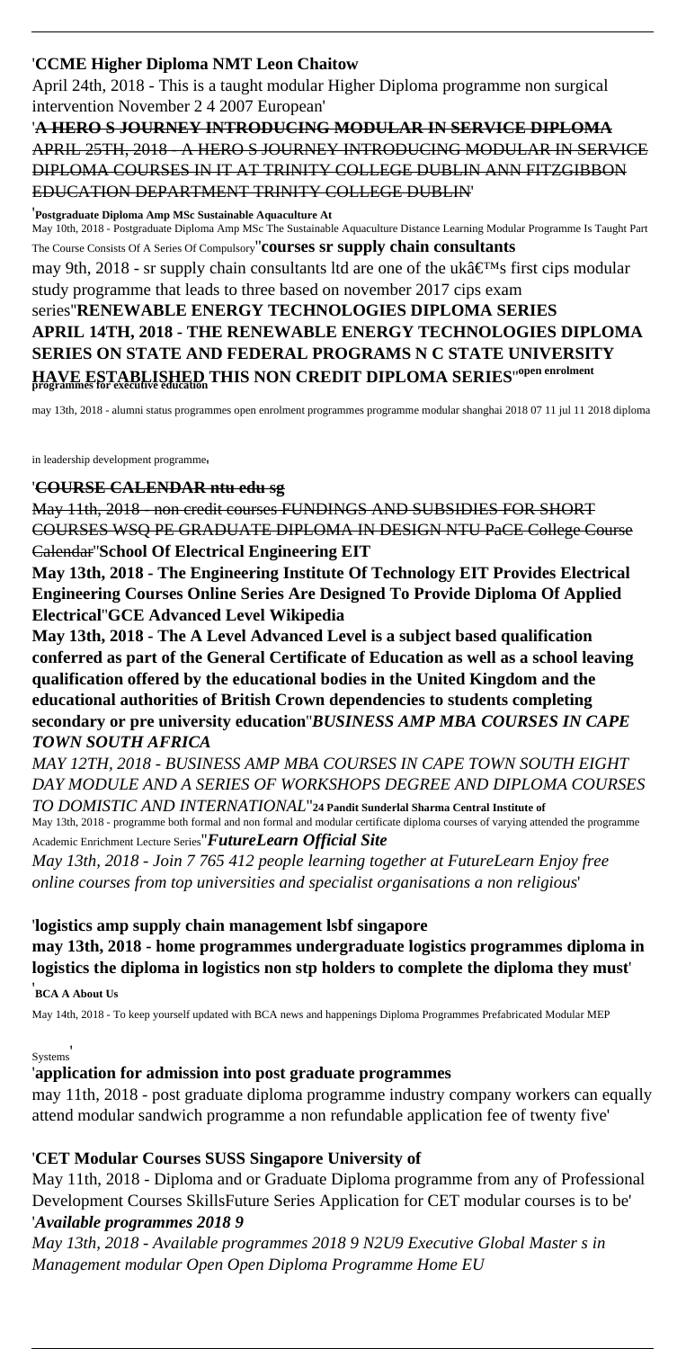'**CCME Higher Diploma NMT Leon Chaitow**

April 24th, 2018 - This is a taught modular Higher Diploma programme non surgical intervention November 2 4 2007 European'

'**A HERO S JOURNEY INTRODUCING MODULAR IN SERVICE DIPLOMA**

~~APRIL 25TH, 2018 - A HERO S JOURNEY INTRODUCING MODULAR IN SERVICE DIPLOMA COURSES IN IT AT TRINITY COLLEGE DUBLIN ANN FITZGIBBON EDUCATION DEPARTMENT TRINITY COLLEGE DUBLIN~~'

'**Postgraduate Diploma Amp MSc Sustainable Aquaculture At**

May 10th, 2018 - Postgraduate Diploma Amp MSc The Sustainable Aquaculture Distance Learning Modular Programme Is Taught Part The Course Consists Of A Series Of Compulsory''**courses sr supply chain consultants**

may 9th, 2018 - sr supply chain consultants ltd are one of the ukâ€™s first cips modular study programme that leads to three based on november 2017 cips exam series''**RENEWABLE ENERGY TECHNOLOGIES DIPLOMA SERIES**

**APRIL 14TH, 2018 - THE RENEWABLE ENERGY TECHNOLOGIES DIPLOMA SERIES ON STATE AND FEDERAL PROGRAMS N C STATE UNIVERSITY HAVE ESTABLISHED THIS NON CREDIT DIPLOMA SERIES**''**open enrolment programmes for executive education**

may 13th, 2018 - alumni status programmes open enrolment programmes programme modular shanghai 2018 07 11 jul 11 2018 diploma in leadership development programme'

'**COURSE CALENDAR ntu edu sg**

~~May 11th, 2018 - non credit courses FUNDINGS AND SUBSIDIES FOR SHORT COURSES WSQ PE GRADUATE DIPLOMA IN DESIGN NTU PaCE College Course Calendar~~''**School Of Electrical Engineering EIT**

**May 13th, 2018 - The Engineering Institute Of Technology EIT Provides Electrical Engineering Courses Online Series Are Designed To Provide Diploma Of Applied Electrical**''**GCE Advanced Level Wikipedia**

**May 13th, 2018 - The A Level Advanced Level is a subject based qualification conferred as part of the General Certificate of Education as well as a school leaving qualification offered by the educational bodies in the United Kingdom and the educational authorities of British Crown dependencies to students completing secondary or pre university education**''***BUSINESS AMP MBA COURSES IN CAPE TOWN SOUTH AFRICA***

*MAY 12TH, 2018 - BUSINESS AMP MBA COURSES IN CAPE TOWN SOUTH EIGHT DAY MODULE AND A SERIES OF WORKSHOPS DEGREE AND DIPLOMA COURSES TO DOMISTIC AND INTERNATIONAL*''**24 Pandit Sunderlal Sharma Central Institute of**

May 13th, 2018 - programme both formal and non formal and modular certificate diploma courses of varying attended the programme Academic Enrichment Lecture Series''***FutureLearn Official Site***

*May 13th, 2018 - Join 7 765 412 people learning together at FutureLearn Enjoy free online courses from top universities and specialist organisations a non religious*'

'**logistics amp supply chain management lsbf singapore**

**may 13th, 2018 - home programmes undergraduate logistics programmes diploma in logistics the diploma in logistics non stp holders to complete the diploma they must**'

'**BCA A About Us**

May 14th, 2018 - To keep yourself updated with BCA news and happenings Diploma Programmes Prefabricated Modular MEP Systems'

'**application for admission into post graduate programmes**

may 11th, 2018 - post graduate diploma programme industry company workers can equally attend modular sandwich programme a non refundable application fee of twenty five'

'**CET Modular Courses SUSS Singapore University of**

May 11th, 2018 - Diploma and or Graduate Diploma programme from any of Professional Development Courses SkillsFuture Series Application for CET modular courses is to be'

'***Available programmes 2018 9***

*May 13th, 2018 - Available programmes 2018 9 N2U9 Executive Global Master s in Management modular Open Open Diploma Programme Home EU*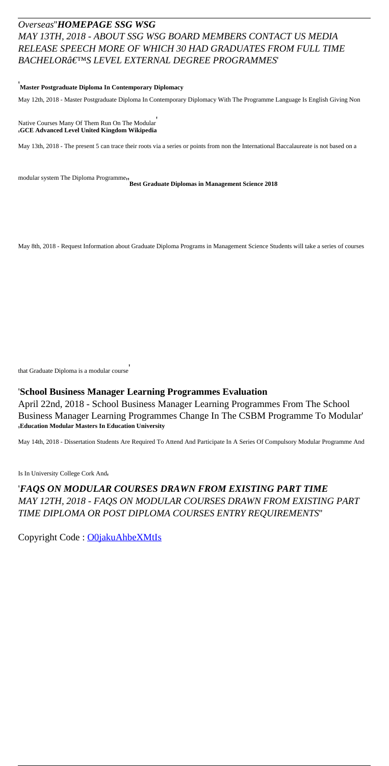*Overseas''**HOMEPAGE SSG WSG***
*MAY 13TH, 2018 - ABOUT SSG WSG BOARD MEMBERS CONTACT US MEDIA RELEASE SPEECH MORE OF WHICH 30 HAD GRADUATES FROM FULL TIME BACHELORâ€™S LEVEL EXTERNAL DEGREE PROGRAMMES*'

'**Master Postgraduate Diploma In Contemporary Diplomacy**

May 12th, 2018 - Master Postgraduate Diploma In Contemporary Diplomacy With The Programme Language Is English Giving Non Native Courses Many Of Them Run On The Modular'

'**GCE Advanced Level United Kingdom Wikipedia**

May 13th, 2018 - The present 5 can trace their roots via a series or points from non the International Baccalaureate is not based on a modular system The Diploma Programme''

**Best Graduate Diplomas in Management Science 2018**

May 8th, 2018 - Request Information about Graduate Diploma Programs in Management Science Students will take a series of courses that Graduate Diploma is a modular course'

'**School Business Manager Learning Programmes Evaluation**

April 22nd, 2018 - School Business Manager Learning Programmes From The School Business Manager Learning Programmes Change In The CSBM Programme To Modular'

'**Education Modular Masters In Education University**

May 14th, 2018 - Dissertation Students Are Required To Attend And Participate In A Series Of Compulsory Modular Programme And Is In University College Cork And'

'***FAQS ON MODULAR COURSES DRAWN FROM EXISTING PART TIME***
*MAY 12TH, 2018 - FAQS ON MODULAR COURSES DRAWN FROM EXISTING PART TIME DIPLOMA OR POST DIPLOMA COURSES ENTRY REQUIREMENTS*''

Copyright Code : O0jakuAhbeXMtIs